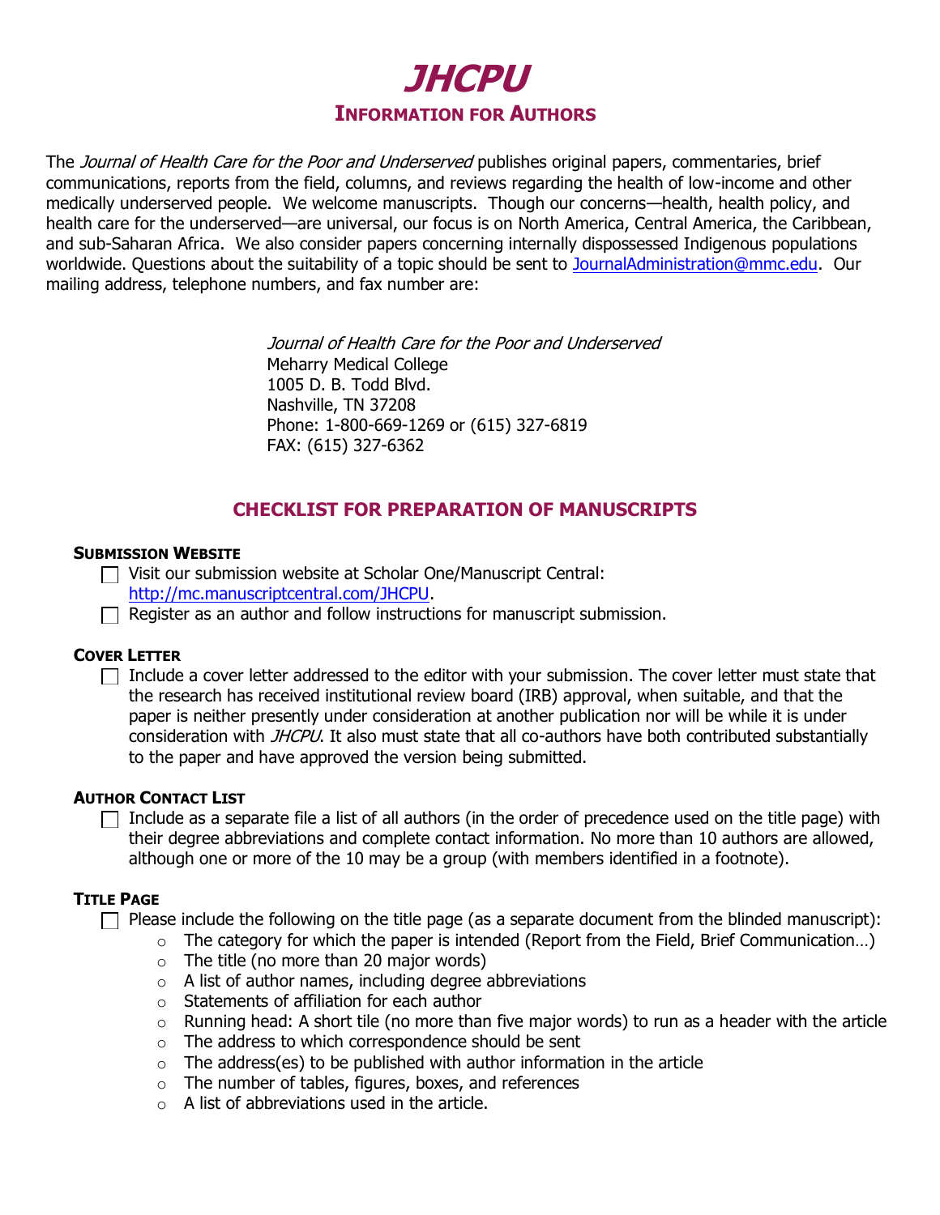# *JHCPU*

## INFORMATION FOR AUTHORS

The *Journal of Health Care for the Poor and Underserved* publishes original papers, commentaries, brief communications, reports from the field, columns, and reviews regarding the health of low-income and other medically underserved people. We welcome manuscripts. Though our concerns—health, health policy, and health care for the underserved—are universal, our focus is on North America, Central America, the Caribbean, and sub-Saharan Africa. We also consider papers concerning internally dispossessed Indigenous populations worldwide. Questions about the suitability of a topic should be sent to JournalAdministration@mmc.edu. Our mailing address, telephone numbers, and fax number are:

> *Journal of Health Care for the Poor and Underserved*
> Meharry Medical College
> 1005 D. B. Todd Blvd.
> Nashville, TN 37208
> Phone: 1-800-669-1269 or (615) 327-6819
> FAX: (615) 327-6362

## CHECKLIST FOR PREPARATION OF MANUSCRIPTS

### SUBMISSION WEBSITE

- ☐ Visit our submission website at Scholar One/Manuscript Central: http://mc.manuscriptcentral.com/JHCPU.
- ☐ Register as an author and follow instructions for manuscript submission.

### COVER LETTER

- ☐ Include a cover letter addressed to the editor with your submission. The cover letter must state that the research has received institutional review board (IRB) approval, when suitable, and that the paper is neither presently under consideration at another publication nor will be while it is under consideration with *JHCPU*. It also must state that all co-authors have both contributed substantially to the paper and have approved the version being submitted.

### AUTHOR CONTACT LIST

- ☐ Include as a separate file a list of all authors (in the order of precedence used on the title page) with their degree abbreviations and complete contact information. No more than 10 authors are allowed, although one or more of the 10 may be a group (with members identified in a footnote).

### TITLE PAGE

- ☐ Please include the following on the title page (as a separate document from the blinded manuscript):
  - The category for which the paper is intended (Report from the Field, Brief Communication…)
  - The title (no more than 20 major words)
  - A list of author names, including degree abbreviations
  - Statements of affiliation for each author
  - Running head: A short tile (no more than five major words) to run as a header with the article
  - The address to which correspondence should be sent
  - The address(es) to be published with author information in the article
  - The number of tables, figures, boxes, and references
  - A list of abbreviations used in the article.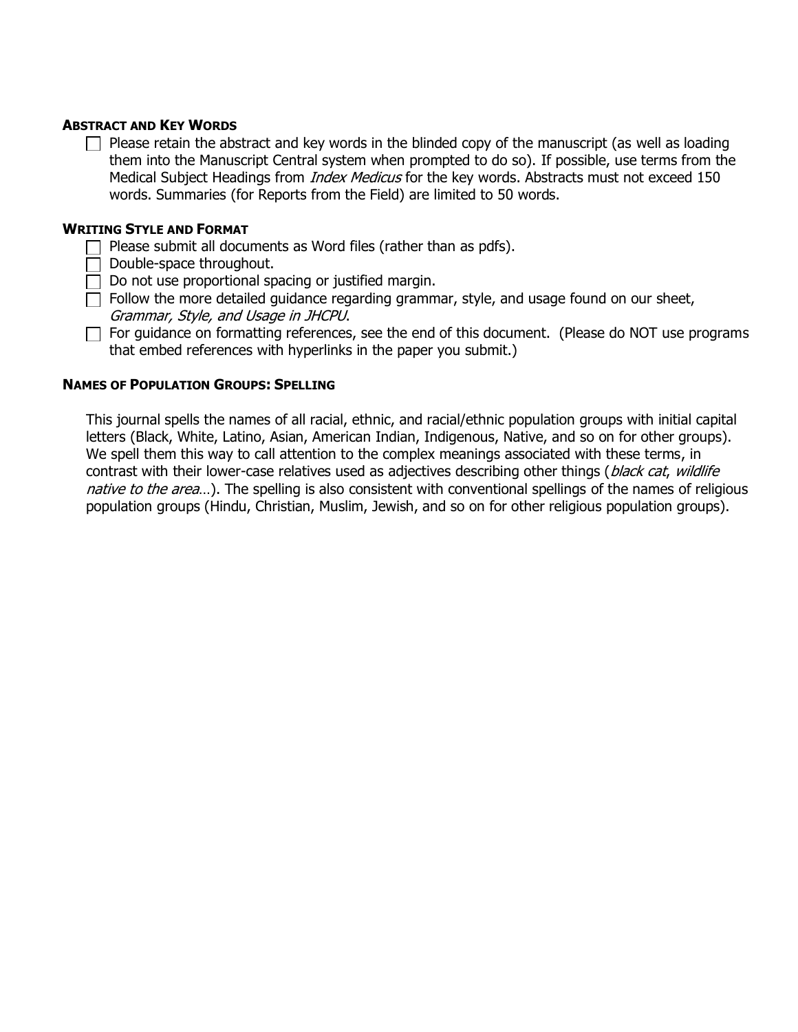### Abstract and Key Words

- [ ] Please retain the abstract and key words in the blinded copy of the manuscript (as well as loading them into the Manuscript Central system when prompted to do so). If possible, use terms from the Medical Subject Headings from *Index Medicus* for the key words. Abstracts must not exceed 150 words. Summaries (for Reports from the Field) are limited to 50 words.

### Writing Style and Format

- [ ] Please submit all documents as Word files (rather than as pdfs).
- [ ] Double-space throughout.
- [ ] Do not use proportional spacing or justified margin.
- [ ] Follow the more detailed guidance regarding grammar, style, and usage found on our sheet, *Grammar, Style, and Usage in JHCPU*.
- [ ] For guidance on formatting references, see the end of this document. (Please do NOT use programs that embed references with hyperlinks in the paper you submit.)

### Names of Population Groups: Spelling

This journal spells the names of all racial, ethnic, and racial/ethnic population groups with initial capital letters (Black, White, Latino, Asian, American Indian, Indigenous, Native, and so on for other groups). We spell them this way to call attention to the complex meanings associated with these terms, in contrast with their lower-case relatives used as adjectives describing other things (*black cat*, *wildlife native to the area*…). The spelling is also consistent with conventional spellings of the names of religious population groups (Hindu, Christian, Muslim, Jewish, and so on for other religious population groups).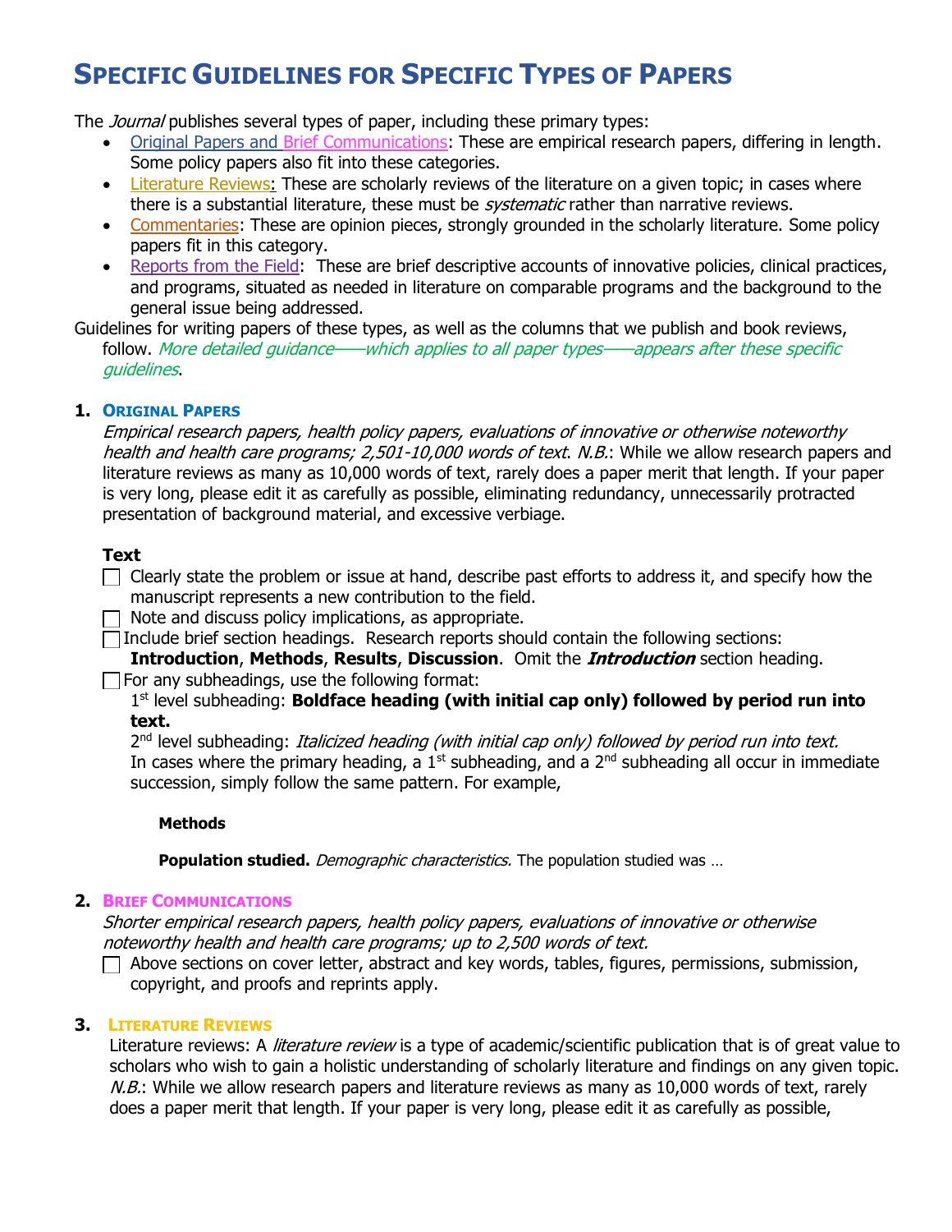# SPECIFIC GUIDELINES FOR SPECIFIC TYPES OF PAPERS

The *Journal* publishes several types of paper, including these primary types:

- Original Papers and Brief Communications: These are empirical research papers, differing in length. Some policy papers also fit into these categories.
- Literature Reviews: These are scholarly reviews of the literature on a given topic; in cases where there is a substantial literature, these must be *systematic* rather than narrative reviews.
- Commentaries: These are opinion pieces, strongly grounded in the scholarly literature. Some policy papers fit in this category.
- Reports from the Field: These are brief descriptive accounts of innovative policies, clinical practices, and programs, situated as needed in literature on comparable programs and the background to the general issue being addressed.

Guidelines for writing papers of these types, as well as the columns that we publish and book reviews, follow. *More detailed guidance——which applies to all paper types——appears after these specific guidelines*.

## 1. ORIGINAL PAPERS

*Empirical research papers, health policy papers, evaluations of innovative or otherwise noteworthy health and health care programs; 2,501-10,000 words of text*. *N.B.*: While we allow research papers and literature reviews as many as 10,000 words of text, rarely does a paper merit that length. If your paper is very long, please edit it as carefully as possible, eliminating redundancy, unnecessarily protracted presentation of background material, and excessive verbiage.

**Text**

- ☐ Clearly state the problem or issue at hand, describe past efforts to address it, and specify how the manuscript represents a new contribution to the field.
- ☐ Note and discuss policy implications, as appropriate.
- ☐ Include brief section headings. Research reports should contain the following sections: **Introduction**, **Methods**, **Results**, **Discussion**. Omit the ***Introduction*** section heading.
- ☐ For any subheadings, use the following format:

  1st level subheading: **Boldface heading (with initial cap only) followed by period run into text.**

  2nd level subheading: *Italicized heading (with initial cap only) followed by period run into text.*

  In cases where the primary heading, a 1st subheading, and a 2nd subheading all occur in immediate succession, simply follow the same pattern. For example,

  **Methods**

  **Population studied.** *Demographic characteristics.* The population studied was …

## 2. BRIEF COMMUNICATIONS

*Shorter empirical research papers, health policy papers, evaluations of innovative or otherwise noteworthy health and health care programs; up to 2,500 words of text.*

- ☐ Above sections on cover letter, abstract and key words, tables, figures, permissions, submission, copyright, and proofs and reprints apply.

## 3. LITERATURE REVIEWS

Literature reviews: A *literature review* is a type of academic/scientific publication that is of great value to scholars who wish to gain a holistic understanding of scholarly literature and findings on any given topic. *N.B.*: While we allow research papers and literature reviews as many as 10,000 words of text, rarely does a paper merit that length. If your paper is very long, please edit it as carefully as possible,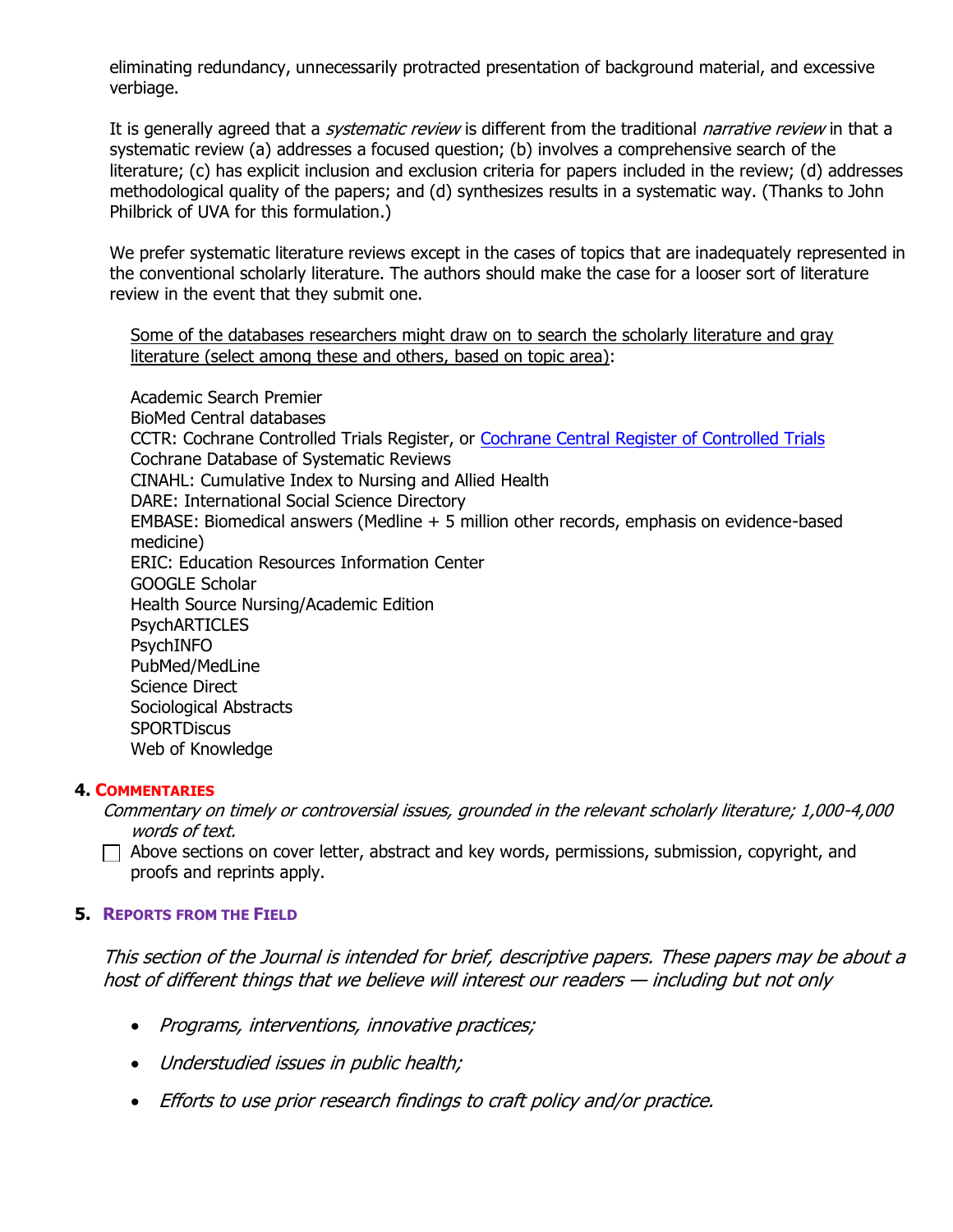eliminating redundancy, unnecessarily protracted presentation of background material, and excessive verbiage.

It is generally agreed that a *systematic review* is different from the traditional *narrative review* in that a systematic review (a) addresses a focused question; (b) involves a comprehensive search of the literature; (c) has explicit inclusion and exclusion criteria for papers included in the review; (d) addresses methodological quality of the papers; and (d) synthesizes results in a systematic way. (Thanks to John Philbrick of UVA for this formulation.)

We prefer systematic literature reviews except in the cases of topics that are inadequately represented in the conventional scholarly literature. The authors should make the case for a looser sort of literature review in the event that they submit one.

<u>Some of the databases researchers might draw on to search the scholarly literature and gray literature (select among these and others, based on topic area)</u>:

Academic Search Premier
BioMed Central databases
CCTR: Cochrane Controlled Trials Register, or [Cochrane Central Register of Controlled Trials]
Cochrane Database of Systematic Reviews
CINAHL: Cumulative Index to Nursing and Allied Health
DARE: International Social Science Directory
EMBASE: Biomedical answers (Medline + 5 million other records, emphasis on evidence-based medicine)
ERIC: Education Resources Information Center
GOOGLE Scholar
Health Source Nursing/Academic Edition
PsychARTICLES
PsychINFO
PubMed/MedLine
Science Direct
Sociological Abstracts
SPORTDiscus
Web of Knowledge

## 4. COMMENTARIES

*Commentary on timely or controversial issues, grounded in the relevant scholarly literature; 1,000-4,000 words of text.*

- [ ] Above sections on cover letter, abstract and key words, permissions, submission, copyright, and proofs and reprints apply.

## 5. REPORTS FROM THE FIELD

*This section of the Journal is intended for brief, descriptive papers. These papers may be about a host of different things that we believe will interest our readers — including but not only*

- *Programs, interventions, innovative practices;*
- *Understudied issues in public health;*
- *Efforts to use prior research findings to craft policy and/or practice.*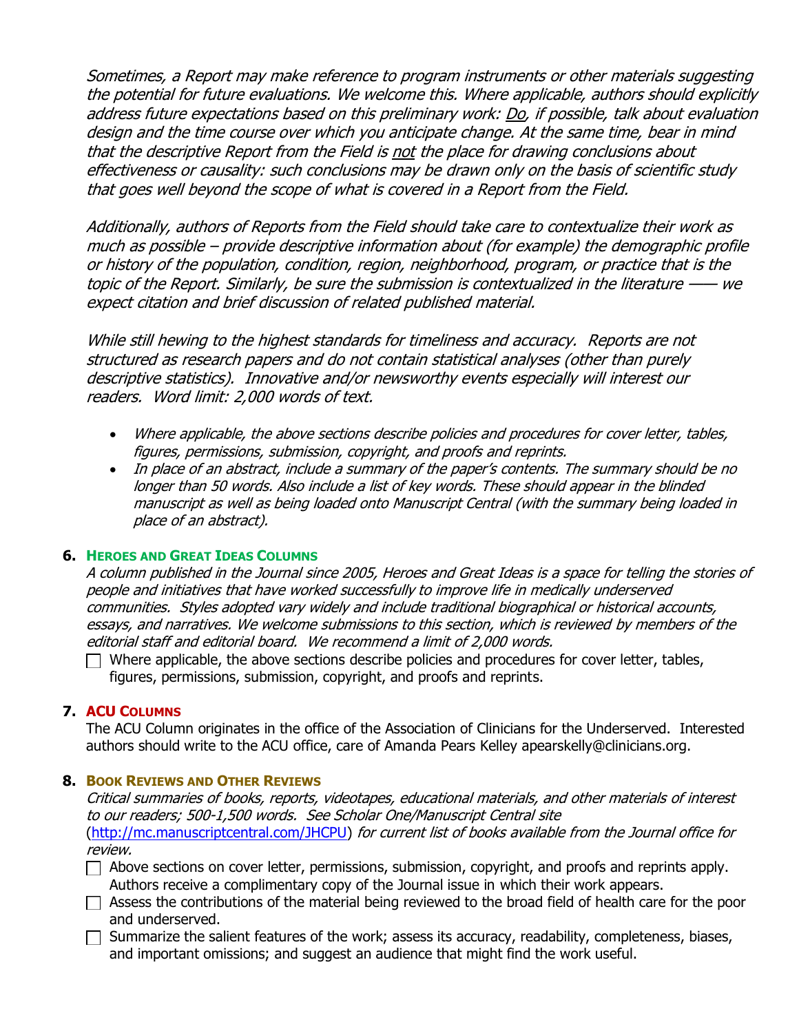*Sometimes, a Report may make reference to program instruments or other materials suggesting the potential for future evaluations. We welcome this. Where applicable, authors should explicitly address future expectations based on this preliminary work: Do, if possible, talk about evaluation design and the time course over which you anticipate change. At the same time, bear in mind that the descriptive Report from the Field is not the place for drawing conclusions about effectiveness or causality: such conclusions may be drawn only on the basis of scientific study that goes well beyond the scope of what is covered in a Report from the Field.*

*Additionally, authors of Reports from the Field should take care to contextualize their work as much as possible – provide descriptive information about (for example) the demographic profile or history of the population, condition, region, neighborhood, program, or practice that is the topic of the Report. Similarly, be sure the submission is contextualized in the literature —— we expect citation and brief discussion of related published material.*

*While still hewing to the highest standards for timeliness and accuracy. Reports are not structured as research papers and do not contain statistical analyses (other than purely descriptive statistics). Innovative and/or newsworthy events especially will interest our readers. Word limit: 2,000 words of text.*

- *Where applicable, the above sections describe policies and procedures for cover letter, tables, figures, permissions, submission, copyright, and proofs and reprints.*
- *In place of an abstract, include a summary of the paper's contents. The summary should be no longer than 50 words. Also include a list of key words. These should appear in the blinded manuscript as well as being loaded onto Manuscript Central (with the summary being loaded in place of an abstract).*

## 6. HEROES AND GREAT IDEAS COLUMNS

*A column published in the Journal since 2005, Heroes and Great Ideas is a space for telling the stories of people and initiatives that have worked successfully to improve life in medically underserved communities. Styles adopted vary widely and include traditional biographical or historical accounts, essays, and narratives. We welcome submissions to this section, which is reviewed by members of the editorial staff and editorial board. We recommend a limit of 2,000 words.*

- ☐ Where applicable, the above sections describe policies and procedures for cover letter, tables, figures, permissions, submission, copyright, and proofs and reprints.

## 7. ACU COLUMNS

The ACU Column originates in the office of the Association of Clinicians for the Underserved. Interested authors should write to the ACU office, care of Amanda Pears Kelley apearskelly@clinicians.org.

## 8. BOOK REVIEWS AND OTHER REVIEWS

*Critical summaries of books, reports, videotapes, educational materials, and other materials of interest to our readers; 500-1,500 words. See Scholar One/Manuscript Central site* (http://mc.manuscriptcentral.com/JHCPU) *for current list of books available from the Journal office for review.*

- ☐ Above sections on cover letter, permissions, submission, copyright, and proofs and reprints apply. Authors receive a complimentary copy of the Journal issue in which their work appears.
- ☐ Assess the contributions of the material being reviewed to the broad field of health care for the poor and underserved.
- ☐ Summarize the salient features of the work; assess its accuracy, readability, completeness, biases, and important omissions; and suggest an audience that might find the work useful.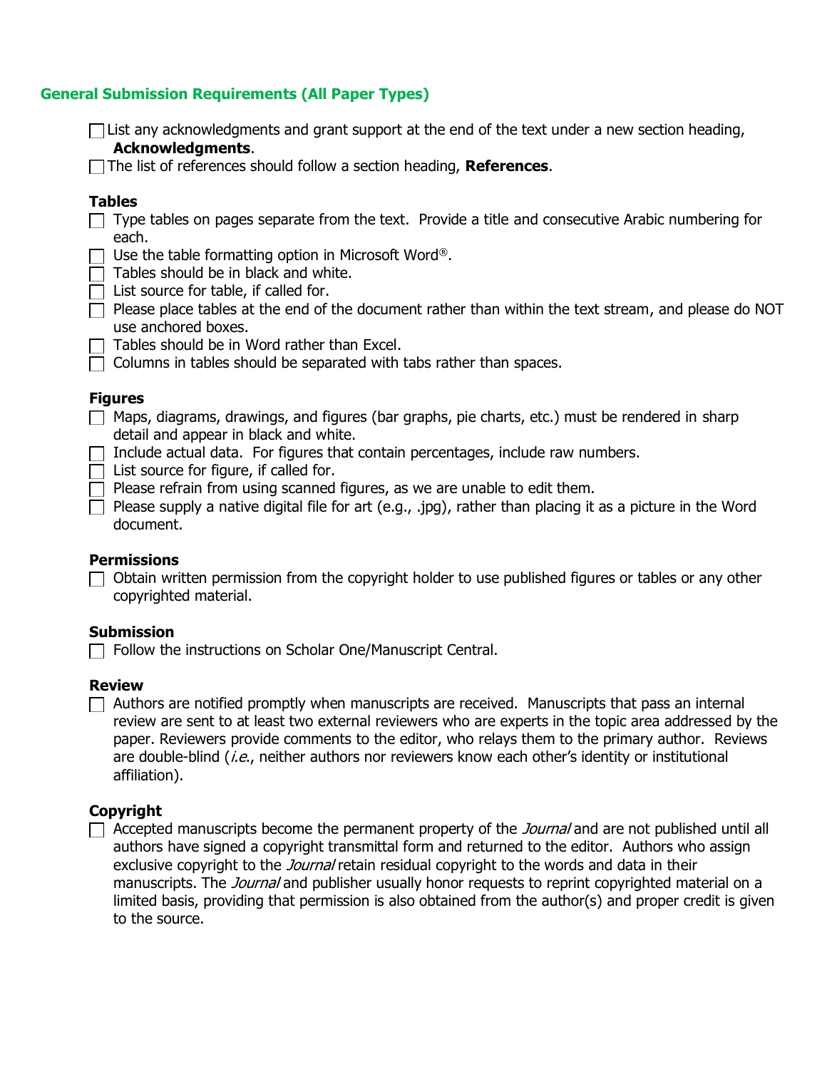## General Submission Requirements (All Paper Types)

- ☐ List any acknowledgments and grant support at the end of the text under a new section heading, **Acknowledgments**.
- ☐ The list of references should follow a section heading, **References**.

### Tables

- ☐ Type tables on pages separate from the text. Provide a title and consecutive Arabic numbering for each.
- ☐ Use the table formatting option in Microsoft Word®.
- ☐ Tables should be in black and white.
- ☐ List source for table, if called for.
- ☐ Please place tables at the end of the document rather than within the text stream, and please do NOT use anchored boxes.
- ☐ Tables should be in Word rather than Excel.
- ☐ Columns in tables should be separated with tabs rather than spaces.

### Figures

- ☐ Maps, diagrams, drawings, and figures (bar graphs, pie charts, etc.) must be rendered in sharp detail and appear in black and white.
- ☐ Include actual data. For figures that contain percentages, include raw numbers.
- ☐ List source for figure, if called for.
- ☐ Please refrain from using scanned figures, as we are unable to edit them.
- ☐ Please supply a native digital file for art (e.g., .jpg), rather than placing it as a picture in the Word document.

### Permissions

- ☐ Obtain written permission from the copyright holder to use published figures or tables or any other copyrighted material.

### Submission

- ☐ Follow the instructions on Scholar One/Manuscript Central.

### Review

- ☐ Authors are notified promptly when manuscripts are received. Manuscripts that pass an internal review are sent to at least two external reviewers who are experts in the topic area addressed by the paper. Reviewers provide comments to the editor, who relays them to the primary author. Reviews are double-blind (*i.e.*, neither authors nor reviewers know each other's identity or institutional affiliation).

### Copyright

- ☐ Accepted manuscripts become the permanent property of the *Journal* and are not published until all authors have signed a copyright transmittal form and returned to the editor. Authors who assign exclusive copyright to the *Journal* retain residual copyright to the words and data in their manuscripts. The *Journal* and publisher usually honor requests to reprint copyrighted material on a limited basis, providing that permission is also obtained from the author(s) and proper credit is given to the source.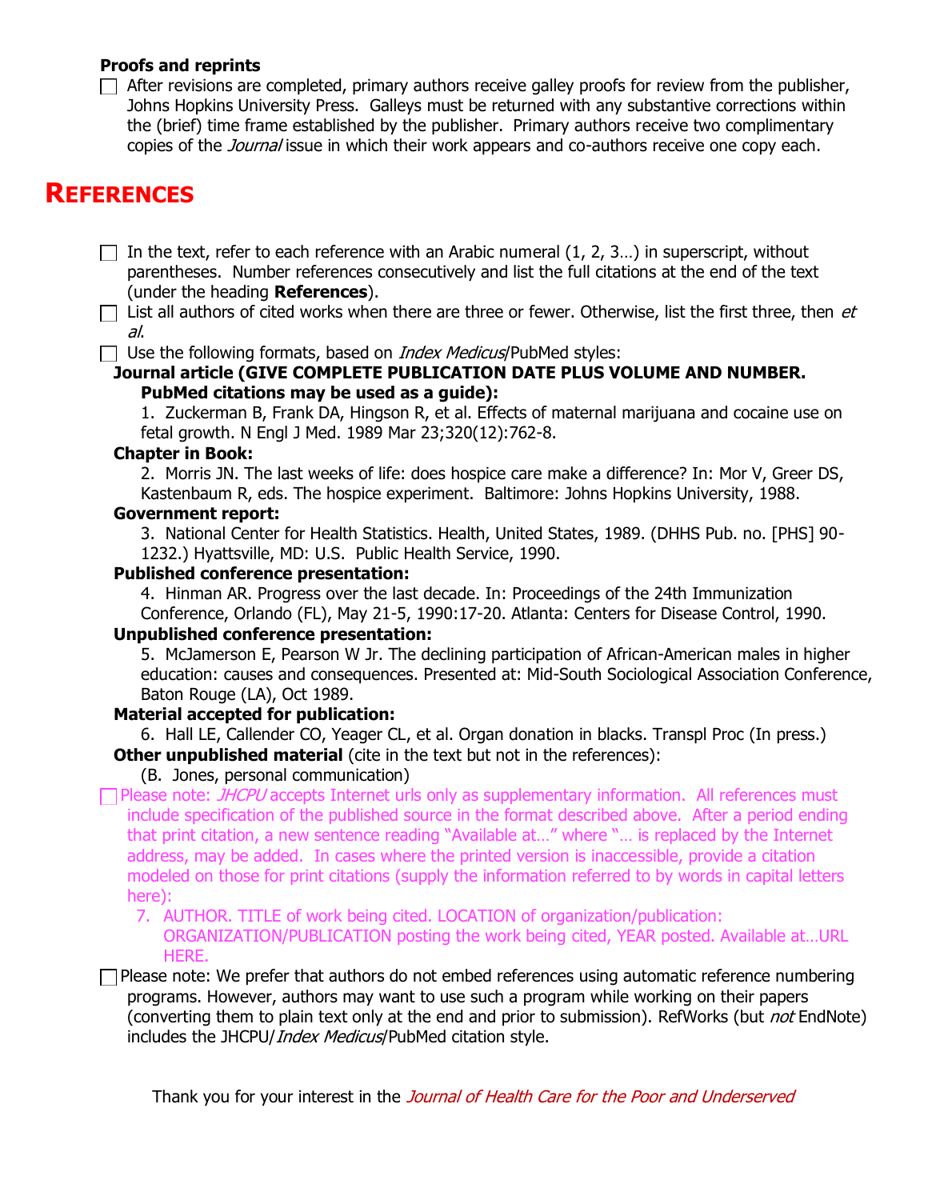### Proofs and reprints

- ☐ After revisions are completed, primary authors receive galley proofs for review from the publisher, Johns Hopkins University Press. Galleys must be returned with any substantive corrections within the (brief) time frame established by the publisher. Primary authors receive two complimentary copies of the *Journal* issue in which their work appears and co-authors receive one copy each.

## REFERENCES

- ☐ In the text, refer to each reference with an Arabic numeral (1, 2, 3…) in superscript, without parentheses. Number references consecutively and list the full citations at the end of the text (under the heading **References**).
- ☐ List all authors of cited works when there are three or fewer. Otherwise, list the first three, then *et al*.
- ☐ Use the following formats, based on *Index Medicus*/PubMed styles:

**Journal article (GIVE COMPLETE PUBLICATION DATE PLUS VOLUME AND NUMBER. PubMed citations may be used as a guide):**

1. Zuckerman B, Frank DA, Hingson R, et al. Effects of maternal marijuana and cocaine use on fetal growth. N Engl J Med. 1989 Mar 23;320(12):762-8.

**Chapter in Book:**

2. Morris JN. The last weeks of life: does hospice care make a difference? In: Mor V, Greer DS, Kastenbaum R, eds. The hospice experiment. Baltimore: Johns Hopkins University, 1988.

**Government report:**

3. National Center for Health Statistics. Health, United States, 1989. (DHHS Pub. no. [PHS] 90-1232.) Hyattsville, MD: U.S. Public Health Service, 1990.

**Published conference presentation:**

4. Hinman AR. Progress over the last decade. In: Proceedings of the 24th Immunization Conference, Orlando (FL), May 21-5, 1990:17-20. Atlanta: Centers for Disease Control, 1990.

**Unpublished conference presentation:**

5. McJamerson E, Pearson W Jr. The declining participation of African-American males in higher education: causes and consequences. Presented at: Mid-South Sociological Association Conference, Baton Rouge (LA), Oct 1989.

**Material accepted for publication:**

6. Hall LE, Callender CO, Yeager CL, et al. Organ donation in blacks. Transpl Proc (In press.)

**Other unpublished material** (cite in the text but not in the references):

(B. Jones, personal communication)

- ☐ Please note: *JHCPU* accepts Internet urls only as supplementary information. All references must include specification of the published source in the format described above. After a period ending that print citation, a new sentence reading "Available at…" where "… is replaced by the Internet address, may be added. In cases where the printed version is inaccessible, provide a citation modeled on those for print citations (supply the information referred to by words in capital letters here):

7. AUTHOR. TITLE of work being cited. LOCATION of organization/publication: ORGANIZATION/PUBLICATION posting the work being cited, YEAR posted. Available at…URL HERE.

- ☐ Please note: We prefer that authors do not embed references using automatic reference numbering programs. However, authors may want to use such a program while working on their papers (converting them to plain text only at the end and prior to submission). RefWorks (but *not* EndNote) includes the JHCPU/*Index Medicus*/PubMed citation style.

Thank you for your interest in the *Journal of Health Care for the Poor and Underserved*